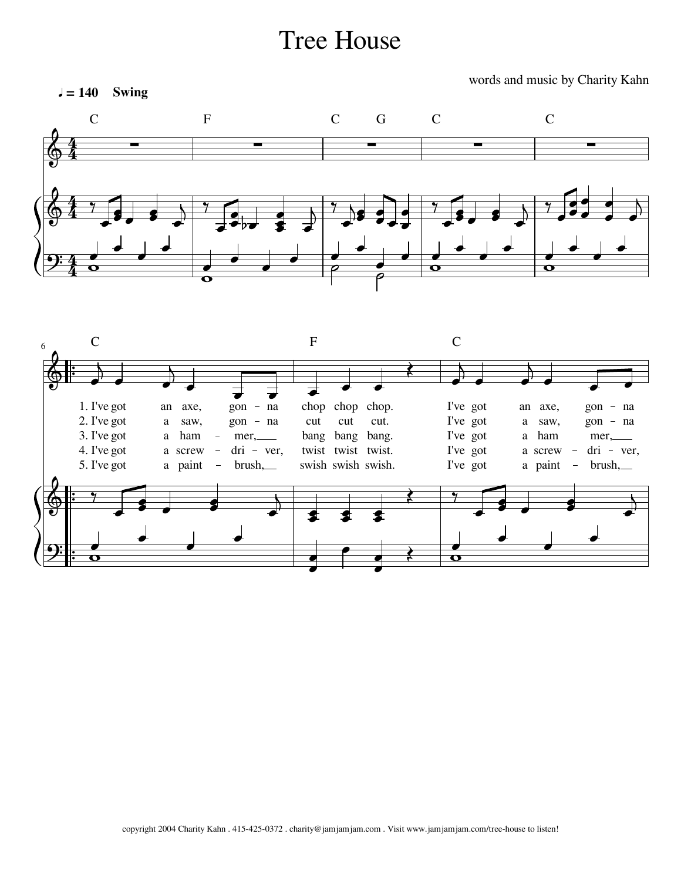# Tree House

words and music by Charity Kahn

♩ = 140 **Swing**

C F C G C C

C F C

1. I've got an axe, gon – na chop chop chop. I've got an axe, gon – na
2. I've got a saw, gon – na cut cut cut. I've got a saw, gon – na
3. I've got a ham – mer, bang bang bang. I've got a ham mer,
4. I've got a screw – dri – ver, twist twist twist. I've got a screw – dri – ver,
5. I've got a paint – brush, swish swish swish. I've got a paint – brush,

copyright 2004 Charity Kahn . 415-425-0372 . charity@jamjamjam.com . Visit www.jamjamjam.com/tree-house to listen!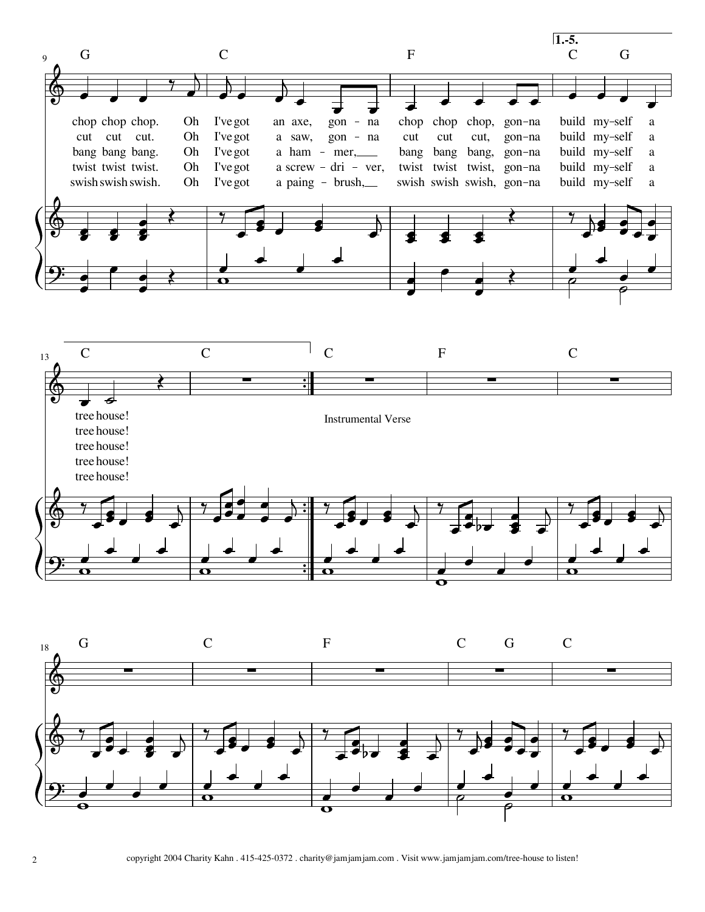1.-5.

G C F C G

chop chop chop. Oh I've got an axe, gon - na chop chop chop, gon-na build my-self a
cut cut cut. Oh I've got a saw, gon - na cut cut cut, gon-na build my-self a
bang bang bang. Oh I've got a ham - mer, bang bang bang, gon-na build my-self a
twist twist twist. Oh I've got a screw - dri - ver, twist twist twist, gon-na build my-self a
swish swish swish. Oh I've got a paing - brush, swish swish swish, gon-na build my-self a

C C C F C

tree house!
tree house!
tree house!
tree house!
tree house!

Instrumental Verse

G C F C G C

copyright 2004 Charity Kahn . 415-425-0372 . charity@jamjamjam.com . Visit www.jamjamjam.com/tree-house to listen!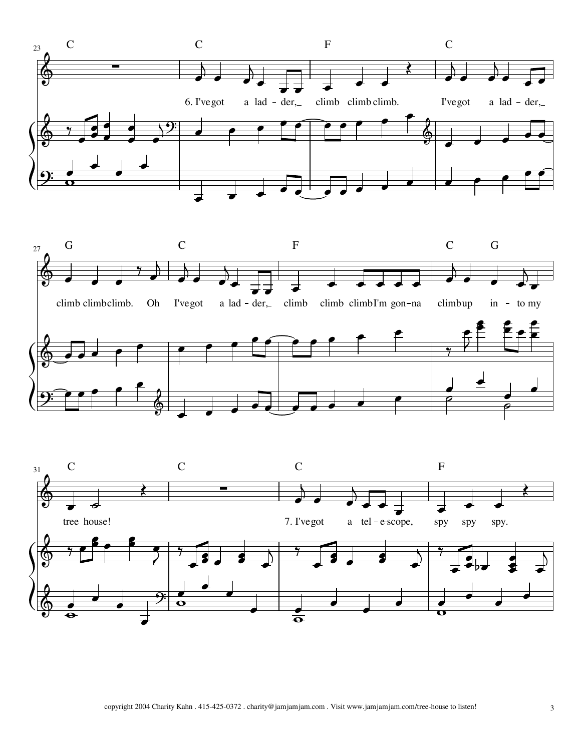6. I've got a ladder, climb climb climb.
I've got a ladder, climb climb climb.
Oh I've got a ladder, climb climb climb
I'm gonna climb up into my tree house!

7. I've got a telescope, spy spy spy.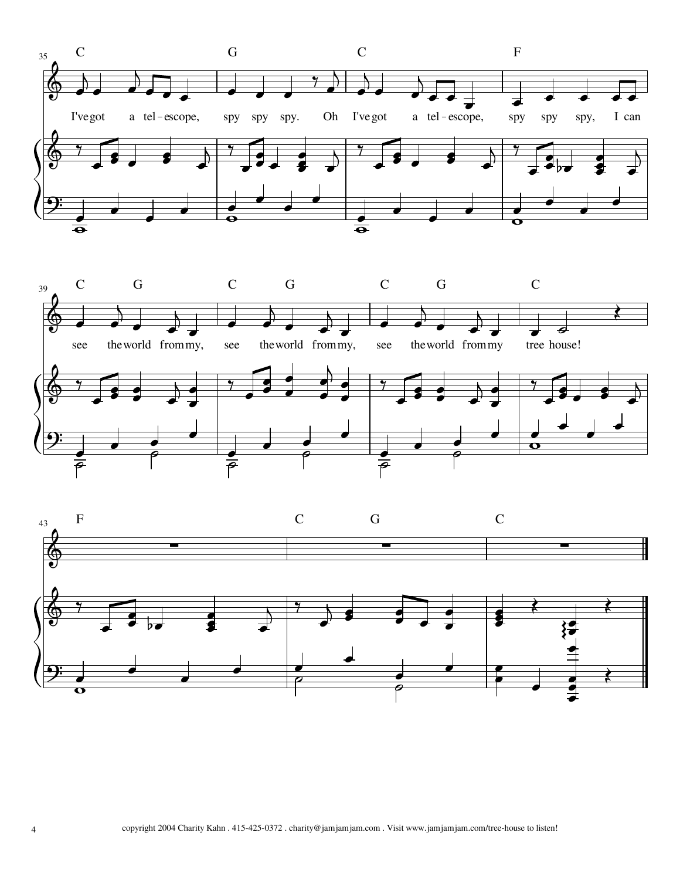C G C F

I've got a tel-escope, spy spy spy. Oh I've got a tel-escope, spy spy spy, I can

C G C G C G C

see the world from my, see the world from my, see the world from my tree house!

F C G C

copyright 2004 Charity Kahn . 415-425-0372 . charity@jamjamjam.com . Visit www.jamjamjam.com/tree-house to listen!